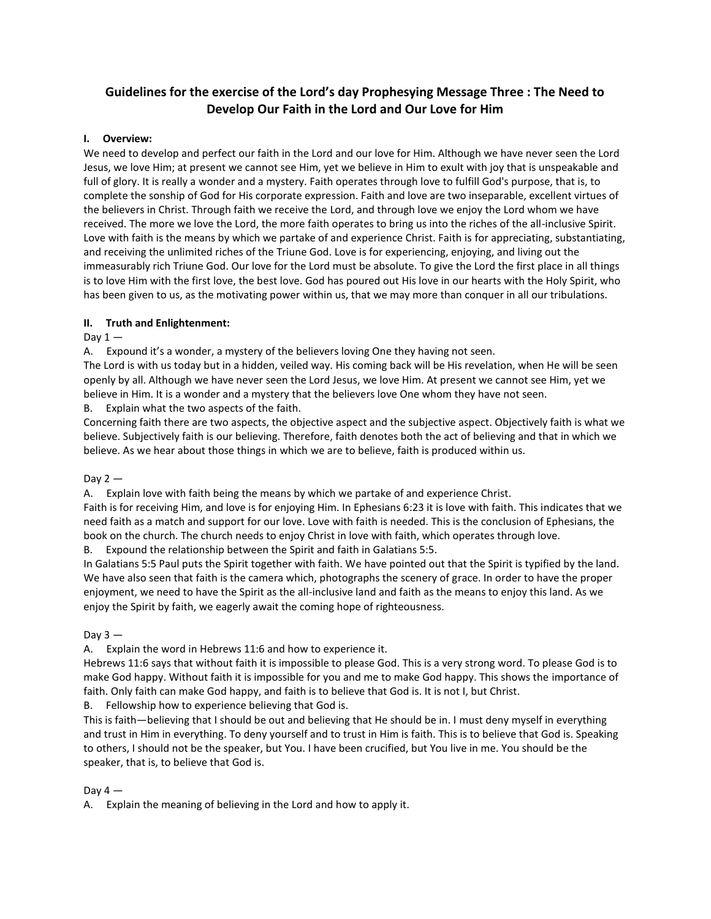# Guidelines for the exercise of the Lord's day Prophesying Message Three : The Need to Develop Our Faith in the Lord and Our Love for Him

## I. Overview:

We need to develop and perfect our faith in the Lord and our love for Him. Although we have never seen the Lord Jesus, we love Him; at present we cannot see Him, yet we believe in Him to exult with joy that is unspeakable and full of glory. It is really a wonder and a mystery. Faith operates through love to fulfill God's purpose, that is, to complete the sonship of God for His corporate expression. Faith and love are two inseparable, excellent virtues of the believers in Christ. Through faith we receive the Lord, and through love we enjoy the Lord whom we have received. The more we love the Lord, the more faith operates to bring us into the riches of the all-inclusive Spirit. Love with faith is the means by which we partake of and experience Christ. Faith is for appreciating, substantiating, and receiving the unlimited riches of the Triune God. Love is for experiencing, enjoying, and living out the immeasurably rich Triune God. Our love for the Lord must be absolute. To give the Lord the first place in all things is to love Him with the first love, the best love. God has poured out His love in our hearts with the Holy Spirit, who has been given to us, as the motivating power within us, that we may more than conquer in all our tribulations.

## II. Truth and Enlightenment:

Day 1 —

A. Expound it's a wonder, a mystery of the believers loving One they having not seen.

The Lord is with us today but in a hidden, veiled way. His coming back will be His revelation, when He will be seen openly by all. Although we have never seen the Lord Jesus, we love Him. At present we cannot see Him, yet we believe in Him. It is a wonder and a mystery that the believers love One whom they have not seen.

B. Explain what the two aspects of the faith.

Concerning faith there are two aspects, the objective aspect and the subjective aspect. Objectively faith is what we believe. Subjectively faith is our believing. Therefore, faith denotes both the act of believing and that in which we believe. As we hear about those things in which we are to believe, faith is produced within us.

Day 2 —

A. Explain love with faith being the means by which we partake of and experience Christ.

Faith is for receiving Him, and love is for enjoying Him. In Ephesians 6:23 it is love with faith. This indicates that we need faith as a match and support for our love. Love with faith is needed. This is the conclusion of Ephesians, the book on the church. The church needs to enjoy Christ in love with faith, which operates through love.

B. Expound the relationship between the Spirit and faith in Galatians 5:5.

In Galatians 5:5 Paul puts the Spirit together with faith. We have pointed out that the Spirit is typified by the land. We have also seen that faith is the camera which, photographs the scenery of grace. In order to have the proper enjoyment, we need to have the Spirit as the all-inclusive land and faith as the means to enjoy this land. As we enjoy the Spirit by faith, we eagerly await the coming hope of righteousness.

Day 3 —

A. Explain the word in Hebrews 11:6 and how to experience it.

Hebrews 11:6 says that without faith it is impossible to please God. This is a very strong word. To please God is to make God happy. Without faith it is impossible for you and me to make God happy. This shows the importance of faith. Only faith can make God happy, and faith is to believe that God is. It is not I, but Christ.

B. Fellowship how to experience believing that God is.

This is faith—believing that I should be out and believing that He should be in. I must deny myself in everything and trust in Him in everything. To deny yourself and to trust in Him is faith. This is to believe that God is. Speaking to others, I should not be the speaker, but You. I have been crucified, but You live in me. You should be the speaker, that is, to believe that God is.

Day 4 —

A. Explain the meaning of believing in the Lord and how to apply it.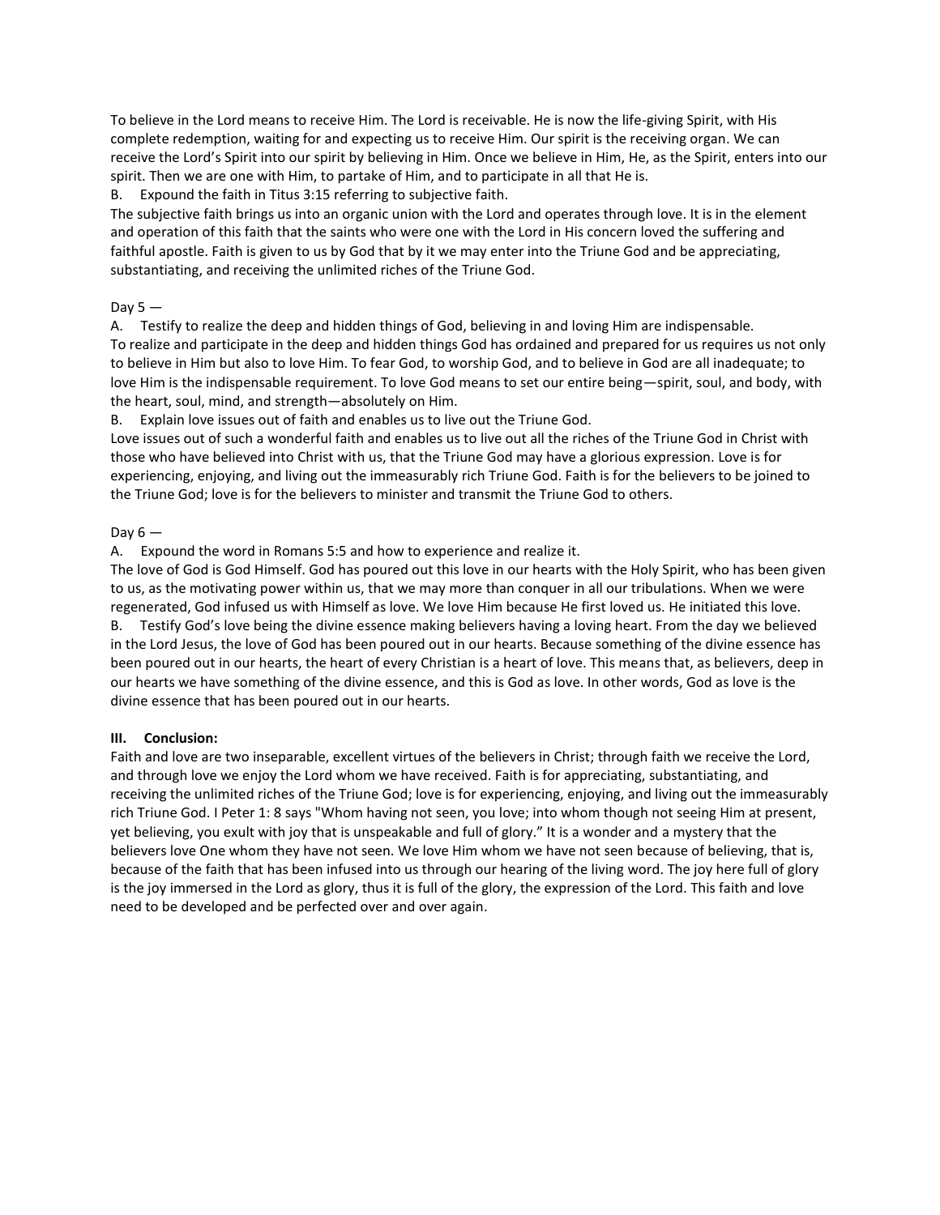To believe in the Lord means to receive Him. The Lord is receivable. He is now the life-giving Spirit, with His complete redemption, waiting for and expecting us to receive Him. Our spirit is the receiving organ. We can receive the Lord's Spirit into our spirit by believing in Him. Once we believe in Him, He, as the Spirit, enters into our spirit. Then we are one with Him, to partake of Him, and to participate in all that He is.

B. Expound the faith in Titus 3:15 referring to subjective faith.

The subjective faith brings us into an organic union with the Lord and operates through love. It is in the element and operation of this faith that the saints who were one with the Lord in His concern loved the suffering and faithful apostle. Faith is given to us by God that by it we may enter into the Triune God and be appreciating, substantiating, and receiving the unlimited riches of the Triune God.

Day 5 —

A. Testify to realize the deep and hidden things of God, believing in and loving Him are indispensable.

To realize and participate in the deep and hidden things God has ordained and prepared for us requires us not only to believe in Him but also to love Him. To fear God, to worship God, and to believe in God are all inadequate; to love Him is the indispensable requirement. To love God means to set our entire being—spirit, soul, and body, with the heart, soul, mind, and strength—absolutely on Him.

B. Explain love issues out of faith and enables us to live out the Triune God.

Love issues out of such a wonderful faith and enables us to live out all the riches of the Triune God in Christ with those who have believed into Christ with us, that the Triune God may have a glorious expression. Love is for experiencing, enjoying, and living out the immeasurably rich Triune God. Faith is for the believers to be joined to the Triune God; love is for the believers to minister and transmit the Triune God to others.

Day 6 —

A. Expound the word in Romans 5:5 and how to experience and realize it.

The love of God is God Himself. God has poured out this love in our hearts with the Holy Spirit, who has been given to us, as the motivating power within us, that we may more than conquer in all our tribulations. When we were regenerated, God infused us with Himself as love. We love Him because He first loved us. He initiated this love.

B. Testify God's love being the divine essence making believers having a loving heart. From the day we believed in the Lord Jesus, the love of God has been poured out in our hearts. Because something of the divine essence has been poured out in our hearts, the heart of every Christian is a heart of love. This means that, as believers, deep in our hearts we have something of the divine essence, and this is God as love. In other words, God as love is the divine essence that has been poured out in our hearts.

**III. Conclusion:**

Faith and love are two inseparable, excellent virtues of the believers in Christ; through faith we receive the Lord, and through love we enjoy the Lord whom we have received. Faith is for appreciating, substantiating, and receiving the unlimited riches of the Triune God; love is for experiencing, enjoying, and living out the immeasurably rich Triune God. I Peter 1: 8 says "Whom having not seen, you love; into whom though not seeing Him at present, yet believing, you exult with joy that is unspeakable and full of glory." It is a wonder and a mystery that the believers love One whom they have not seen. We love Him whom we have not seen because of believing, that is, because of the faith that has been infused into us through our hearing of the living word. The joy here full of glory is the joy immersed in the Lord as glory, thus it is full of the glory, the expression of the Lord. This faith and love need to be developed and be perfected over and over again.